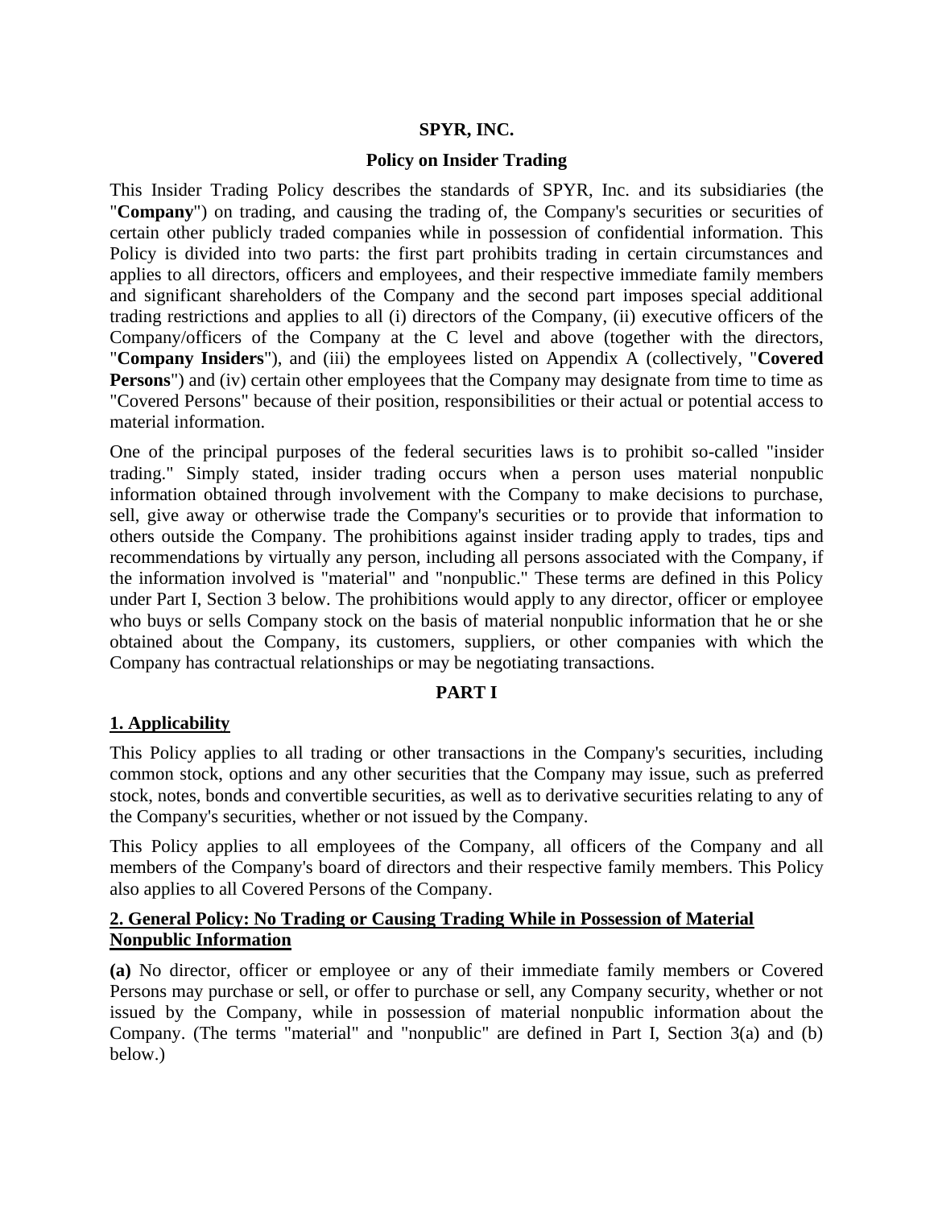# SPYR, INC.

## Policy on Insider Trading

This Insider Trading Policy describes the standards of SPYR, Inc. and its subsidiaries (the "**Company**") on trading, and causing the trading of, the Company's securities or securities of certain other publicly traded companies while in possession of confidential information. This Policy is divided into two parts: the first part prohibits trading in certain circumstances and applies to all directors, officers and employees, and their respective immediate family members and significant shareholders of the Company and the second part imposes special additional trading restrictions and applies to all (i) directors of the Company, (ii) executive officers of the Company/officers of the Company at the C level and above (together with the directors, "**Company Insiders**"), and (iii) the employees listed on Appendix A (collectively, "**Covered Persons**") and (iv) certain other employees that the Company may designate from time to time as "Covered Persons" because of their position, responsibilities or their actual or potential access to material information.

One of the principal purposes of the federal securities laws is to prohibit so-called "insider trading." Simply stated, insider trading occurs when a person uses material nonpublic information obtained through involvement with the Company to make decisions to purchase, sell, give away or otherwise trade the Company's securities or to provide that information to others outside the Company. The prohibitions against insider trading apply to trades, tips and recommendations by virtually any person, including all persons associated with the Company, if the information involved is "material" and "nonpublic." These terms are defined in this Policy under Part I, Section 3 below. The prohibitions would apply to any director, officer or employee who buys or sells Company stock on the basis of material nonpublic information that he or she obtained about the Company, its customers, suppliers, or other companies with which the Company has contractual relationships or may be negotiating transactions.

## PART I

### 1. Applicability

This Policy applies to all trading or other transactions in the Company's securities, including common stock, options and any other securities that the Company may issue, such as preferred stock, notes, bonds and convertible securities, as well as to derivative securities relating to any of the Company's securities, whether or not issued by the Company.

This Policy applies to all employees of the Company, all officers of the Company and all members of the Company's board of directors and their respective family members. This Policy also applies to all Covered Persons of the Company.

### 2. General Policy: No Trading or Causing Trading While in Possession of Material Nonpublic Information

**(a)** No director, officer or employee or any of their immediate family members or Covered Persons may purchase or sell, or offer to purchase or sell, any Company security, whether or not issued by the Company, while in possession of material nonpublic information about the Company. (The terms "material" and "nonpublic" are defined in Part I, Section 3(a) and (b) below.)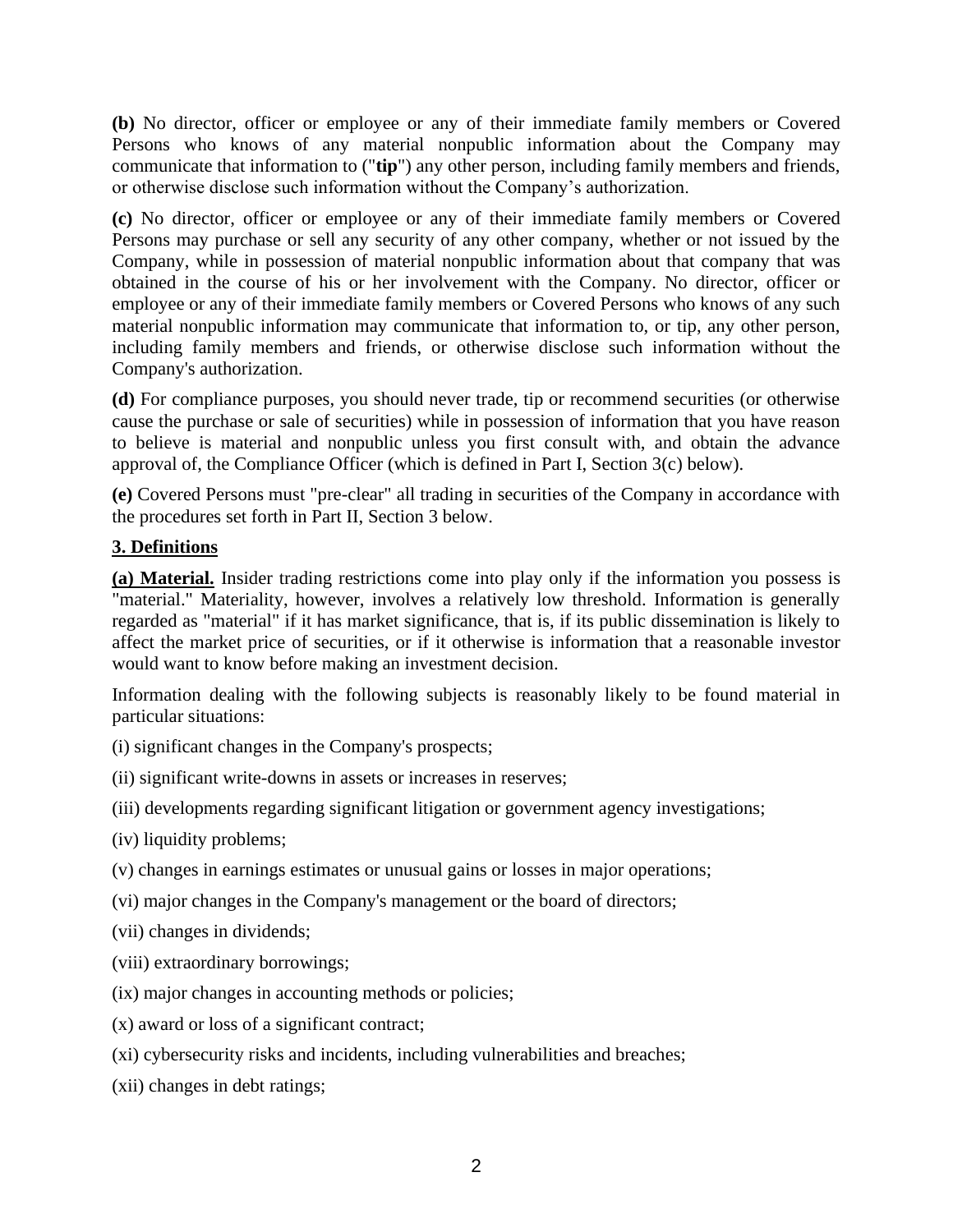**(b)** No director, officer or employee or any of their immediate family members or Covered Persons who knows of any material nonpublic information about the Company may communicate that information to ("**tip**") any other person, including family members and friends, or otherwise disclose such information without the Company's authorization.

**(c)** No director, officer or employee or any of their immediate family members or Covered Persons may purchase or sell any security of any other company, whether or not issued by the Company, while in possession of material nonpublic information about that company that was obtained in the course of his or her involvement with the Company. No director, officer or employee or any of their immediate family members or Covered Persons who knows of any such material nonpublic information may communicate that information to, or tip, any other person, including family members and friends, or otherwise disclose such information without the Company's authorization.

**(d)** For compliance purposes, you should never trade, tip or recommend securities (or otherwise cause the purchase or sale of securities) while in possession of information that you have reason to believe is material and nonpublic unless you first consult with, and obtain the advance approval of, the Compliance Officer (which is defined in Part I, Section 3(c) below).

**(e)** Covered Persons must "pre-clear" all trading in securities of the Company in accordance with the procedures set forth in Part II, Section 3 below.

## 3. Definitions

**(a) Material.** Insider trading restrictions come into play only if the information you possess is "material." Materiality, however, involves a relatively low threshold. Information is generally regarded as "material" if it has market significance, that is, if its public dissemination is likely to affect the market price of securities, or if it otherwise is information that a reasonable investor would want to know before making an investment decision.

Information dealing with the following subjects is reasonably likely to be found material in particular situations:

(i) significant changes in the Company's prospects;

(ii) significant write-downs in assets or increases in reserves;

(iii) developments regarding significant litigation or government agency investigations;

(iv) liquidity problems;

(v) changes in earnings estimates or unusual gains or losses in major operations;

(vi) major changes in the Company's management or the board of directors;

(vii) changes in dividends;

(viii) extraordinary borrowings;

(ix) major changes in accounting methods or policies;

(x) award or loss of a significant contract;

(xi) cybersecurity risks and incidents, including vulnerabilities and breaches;

(xii) changes in debt ratings;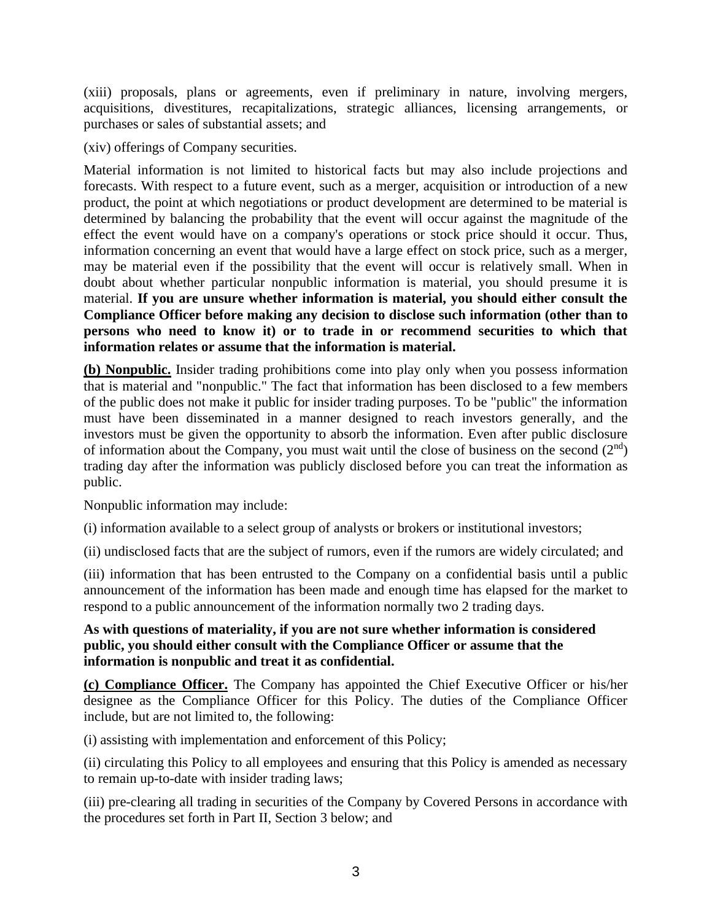(xiii) proposals, plans or agreements, even if preliminary in nature, involving mergers, acquisitions, divestitures, recapitalizations, strategic alliances, licensing arrangements, or purchases or sales of substantial assets; and

(xiv) offerings of Company securities.

Material information is not limited to historical facts but may also include projections and forecasts. With respect to a future event, such as a merger, acquisition or introduction of a new product, the point at which negotiations or product development are determined to be material is determined by balancing the probability that the event will occur against the magnitude of the effect the event would have on a company's operations or stock price should it occur. Thus, information concerning an event that would have a large effect on stock price, such as a merger, may be material even if the possibility that the event will occur is relatively small. When in doubt about whether particular nonpublic information is material, you should presume it is material. **If you are unsure whether information is material, you should either consult the Compliance Officer before making any decision to disclose such information (other than to persons who need to know it) or to trade in or recommend securities to which that information relates or assume that the information is material.**

**(b) Nonpublic.** Insider trading prohibitions come into play only when you possess information that is material and "nonpublic." The fact that information has been disclosed to a few members of the public does not make it public for insider trading purposes. To be "public" the information must have been disseminated in a manner designed to reach investors generally, and the investors must be given the opportunity to absorb the information. Even after public disclosure of information about the Company, you must wait until the close of business on the second ($2^{nd}$) trading day after the information was publicly disclosed before you can treat the information as public.

Nonpublic information may include:

(i) information available to a select group of analysts or brokers or institutional investors;

(ii) undisclosed facts that are the subject of rumors, even if the rumors are widely circulated; and

(iii) information that has been entrusted to the Company on a confidential basis until a public announcement of the information has been made and enough time has elapsed for the market to respond to a public announcement of the information normally two 2 trading days.

**As with questions of materiality, if you are not sure whether information is considered public, you should either consult with the Compliance Officer or assume that the information is nonpublic and treat it as confidential.**

**(c) Compliance Officer.** The Company has appointed the Chief Executive Officer or his/her designee as the Compliance Officer for this Policy. The duties of the Compliance Officer include, but are not limited to, the following:

(i) assisting with implementation and enforcement of this Policy;

(ii) circulating this Policy to all employees and ensuring that this Policy is amended as necessary to remain up-to-date with insider trading laws;

(iii) pre-clearing all trading in securities of the Company by Covered Persons in accordance with the procedures set forth in Part II, Section 3 below; and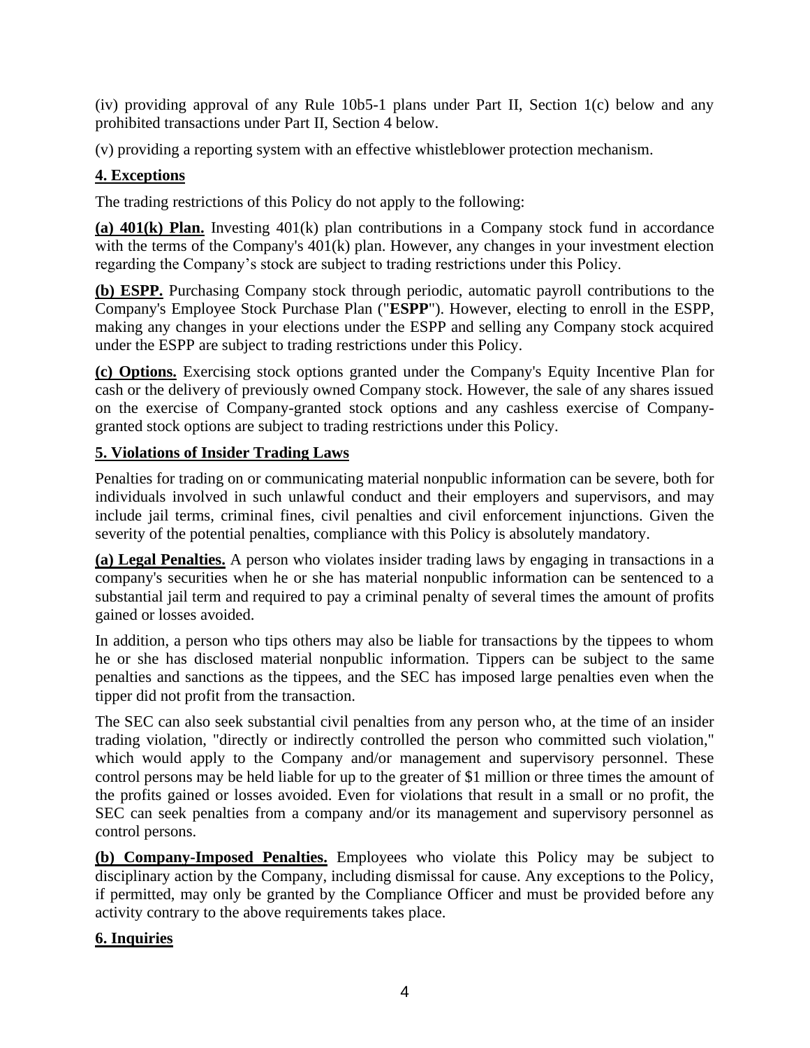(iv) providing approval of any Rule 10b5-1 plans under Part II, Section 1(c) below and any prohibited transactions under Part II, Section 4 below.

(v) providing a reporting system with an effective whistleblower protection mechanism.

## 4. Exceptions

The trading restrictions of this Policy do not apply to the following:

**(a) 401(k) Plan.** Investing 401(k) plan contributions in a Company stock fund in accordance with the terms of the Company's 401(k) plan. However, any changes in your investment election regarding the Company's stock are subject to trading restrictions under this Policy.

**(b) ESPP.** Purchasing Company stock through periodic, automatic payroll contributions to the Company's Employee Stock Purchase Plan ("**ESPP**"). However, electing to enroll in the ESPP, making any changes in your elections under the ESPP and selling any Company stock acquired under the ESPP are subject to trading restrictions under this Policy.

**(c) Options.** Exercising stock options granted under the Company's Equity Incentive Plan for cash or the delivery of previously owned Company stock. However, the sale of any shares issued on the exercise of Company-granted stock options and any cashless exercise of Company-granted stock options are subject to trading restrictions under this Policy.

## 5. Violations of Insider Trading Laws

Penalties for trading on or communicating material nonpublic information can be severe, both for individuals involved in such unlawful conduct and their employers and supervisors, and may include jail terms, criminal fines, civil penalties and civil enforcement injunctions. Given the severity of the potential penalties, compliance with this Policy is absolutely mandatory.

**(a) Legal Penalties.** A person who violates insider trading laws by engaging in transactions in a company's securities when he or she has material nonpublic information can be sentenced to a substantial jail term and required to pay a criminal penalty of several times the amount of profits gained or losses avoided.

In addition, a person who tips others may also be liable for transactions by the tippees to whom he or she has disclosed material nonpublic information. Tippers can be subject to the same penalties and sanctions as the tippees, and the SEC has imposed large penalties even when the tipper did not profit from the transaction.

The SEC can also seek substantial civil penalties from any person who, at the time of an insider trading violation, "directly or indirectly controlled the person who committed such violation," which would apply to the Company and/or management and supervisory personnel. These control persons may be held liable for up to the greater of $1 million or three times the amount of the profits gained or losses avoided. Even for violations that result in a small or no profit, the SEC can seek penalties from a company and/or its management and supervisory personnel as control persons.

**(b) Company-Imposed Penalties.** Employees who violate this Policy may be subject to disciplinary action by the Company, including dismissal for cause. Any exceptions to the Policy, if permitted, may only be granted by the Compliance Officer and must be provided before any activity contrary to the above requirements takes place.

## 6. Inquiries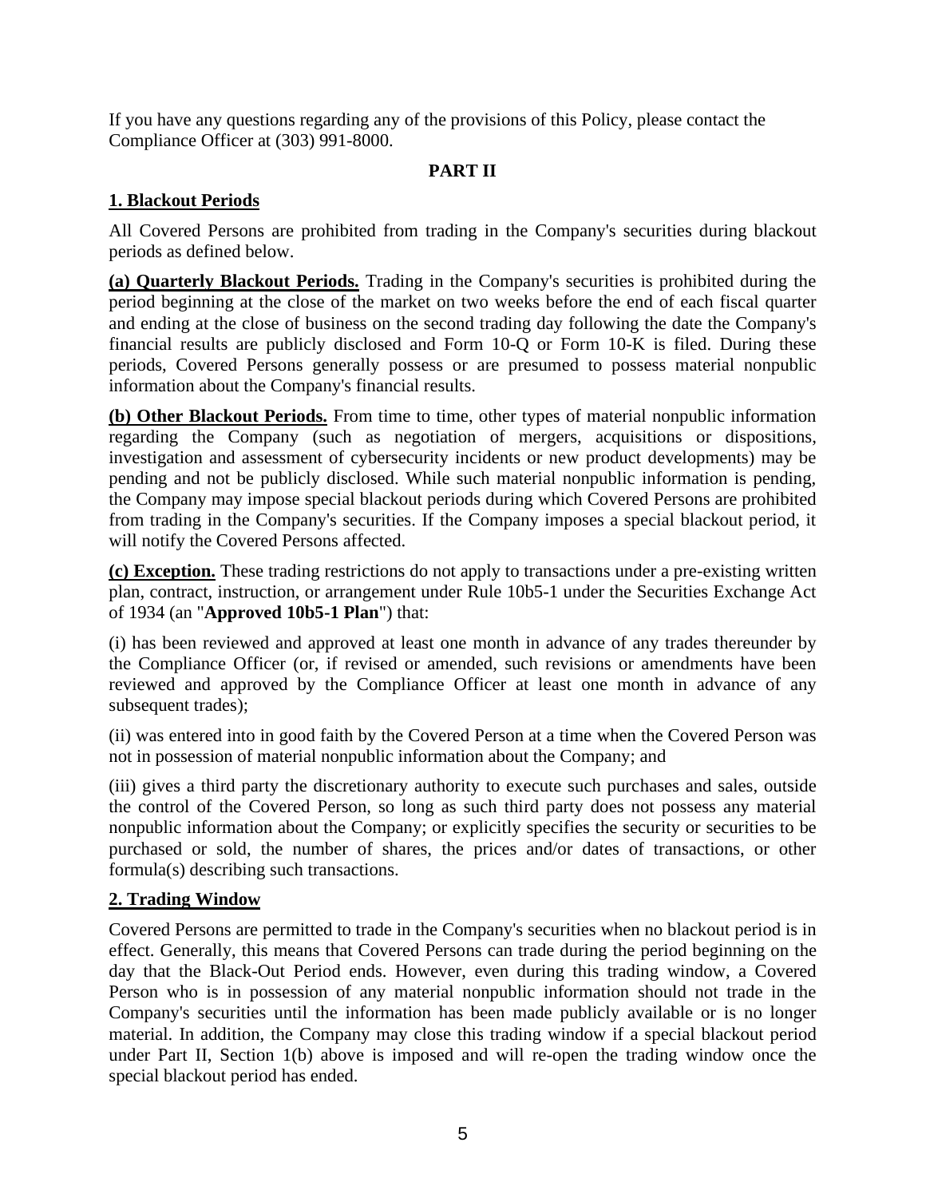If you have any questions regarding any of the provisions of this Policy, please contact the Compliance Officer at (303) 991-8000.

## PART II

### 1. Blackout Periods

All Covered Persons are prohibited from trading in the Company's securities during blackout periods as defined below.

**(a) Quarterly Blackout Periods.** Trading in the Company's securities is prohibited during the period beginning at the close of the market on two weeks before the end of each fiscal quarter and ending at the close of business on the second trading day following the date the Company's financial results are publicly disclosed and Form 10-Q or Form 10-K is filed. During these periods, Covered Persons generally possess or are presumed to possess material nonpublic information about the Company's financial results.

**(b) Other Blackout Periods.** From time to time, other types of material nonpublic information regarding the Company (such as negotiation of mergers, acquisitions or dispositions, investigation and assessment of cybersecurity incidents or new product developments) may be pending and not be publicly disclosed. While such material nonpublic information is pending, the Company may impose special blackout periods during which Covered Persons are prohibited from trading in the Company's securities. If the Company imposes a special blackout period, it will notify the Covered Persons affected.

**(c) Exception.** These trading restrictions do not apply to transactions under a pre-existing written plan, contract, instruction, or arrangement under Rule 10b5-1 under the Securities Exchange Act of 1934 (an "**Approved 10b5-1 Plan**") that:

(i) has been reviewed and approved at least one month in advance of any trades thereunder by the Compliance Officer (or, if revised or amended, such revisions or amendments have been reviewed and approved by the Compliance Officer at least one month in advance of any subsequent trades);

(ii) was entered into in good faith by the Covered Person at a time when the Covered Person was not in possession of material nonpublic information about the Company; and

(iii) gives a third party the discretionary authority to execute such purchases and sales, outside the control of the Covered Person, so long as such third party does not possess any material nonpublic information about the Company; or explicitly specifies the security or securities to be purchased or sold, the number of shares, the prices and/or dates of transactions, or other formula(s) describing such transactions.

### 2. Trading Window

Covered Persons are permitted to trade in the Company's securities when no blackout period is in effect. Generally, this means that Covered Persons can trade during the period beginning on the day that the Black-Out Period ends. However, even during this trading window, a Covered Person who is in possession of any material nonpublic information should not trade in the Company's securities until the information has been made publicly available or is no longer material. In addition, the Company may close this trading window if a special blackout period under Part II, Section 1(b) above is imposed and will re-open the trading window once the special blackout period has ended.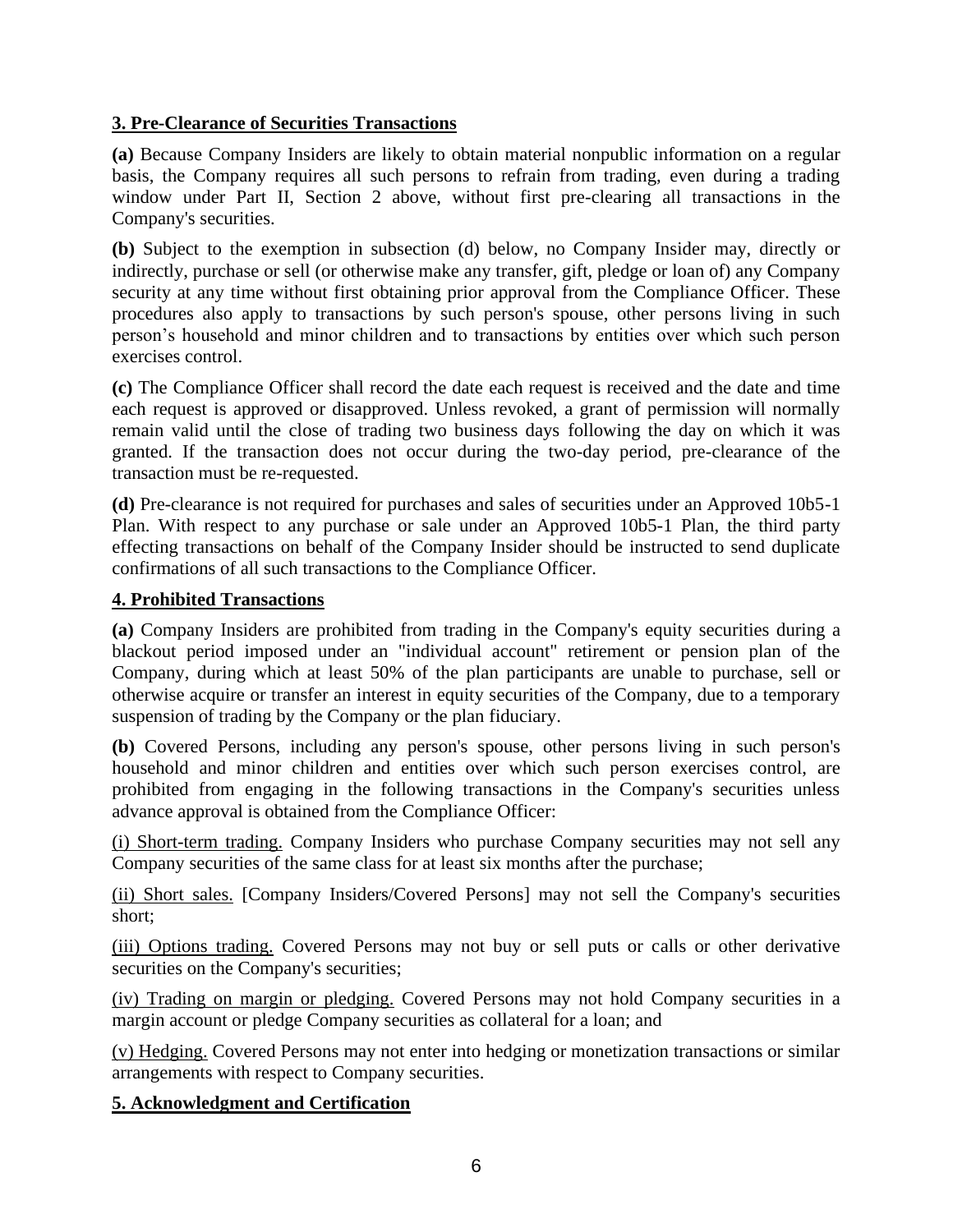## **3. Pre-Clearance of Securities Transactions**

**(a)** Because Company Insiders are likely to obtain material nonpublic information on a regular basis, the Company requires all such persons to refrain from trading, even during a trading window under Part II, Section 2 above, without first pre-clearing all transactions in the Company's securities.

**(b)** Subject to the exemption in subsection (d) below, no Company Insider may, directly or indirectly, purchase or sell (or otherwise make any transfer, gift, pledge or loan of) any Company security at any time without first obtaining prior approval from the Compliance Officer. These procedures also apply to transactions by such person's spouse, other persons living in such person's household and minor children and to transactions by entities over which such person exercises control.

**(c)** The Compliance Officer shall record the date each request is received and the date and time each request is approved or disapproved. Unless revoked, a grant of permission will normally remain valid until the close of trading two business days following the day on which it was granted. If the transaction does not occur during the two-day period, pre-clearance of the transaction must be re-requested.

**(d)** Pre-clearance is not required for purchases and sales of securities under an Approved 10b5-1 Plan. With respect to any purchase or sale under an Approved 10b5-1 Plan, the third party effecting transactions on behalf of the Company Insider should be instructed to send duplicate confirmations of all such transactions to the Compliance Officer.

## **4. Prohibited Transactions**

**(a)** Company Insiders are prohibited from trading in the Company's equity securities during a blackout period imposed under an "individual account" retirement or pension plan of the Company, during which at least 50% of the plan participants are unable to purchase, sell or otherwise acquire or transfer an interest in equity securities of the Company, due to a temporary suspension of trading by the Company or the plan fiduciary.

**(b)** Covered Persons, including any person's spouse, other persons living in such person's household and minor children and entities over which such person exercises control, are prohibited from engaging in the following transactions in the Company's securities unless advance approval is obtained from the Compliance Officer:

(i) Short-term trading. Company Insiders who purchase Company securities may not sell any Company securities of the same class for at least six months after the purchase;

(ii) Short sales. [Company Insiders/Covered Persons] may not sell the Company's securities short;

(iii) Options trading. Covered Persons may not buy or sell puts or calls or other derivative securities on the Company's securities;

(iv) Trading on margin or pledging. Covered Persons may not hold Company securities in a margin account or pledge Company securities as collateral for a loan; and

(v) Hedging. Covered Persons may not enter into hedging or monetization transactions or similar arrangements with respect to Company securities.

## **5. Acknowledgment and Certification**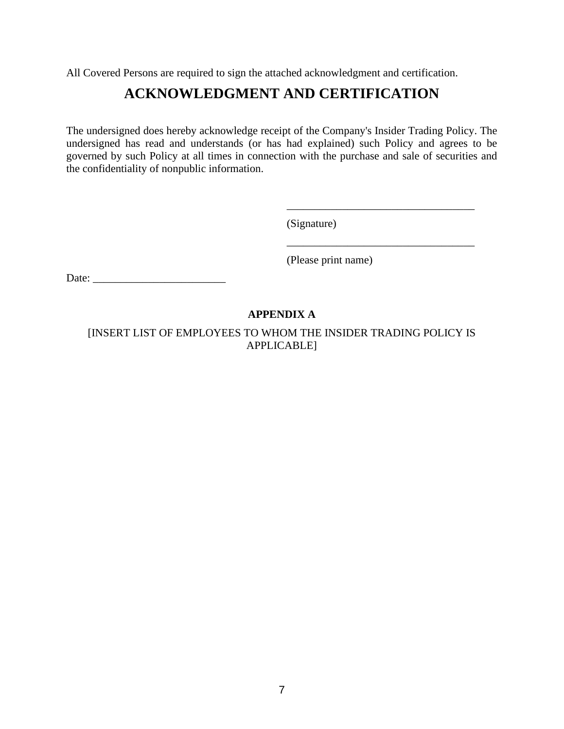All Covered Persons are required to sign the attached acknowledgment and certification.

# ACKNOWLEDGMENT AND CERTIFICATION

The undersigned does hereby acknowledge receipt of the Company's Insider Trading Policy. The undersigned has read and understands (or has had explained) such Policy and agrees to be governed by such Policy at all times in connection with the purchase and sale of securities and the confidentiality of nonpublic information.

\_\_\_\_\_\_\_\_\_\_\_\_\_\_\_\_\_\_\_\_\_\_\_\_\_\_\_\_\_\_\_\_\_\_\_

(Signature)

\_\_\_\_\_\_\_\_\_\_\_\_\_\_\_\_\_\_\_\_\_\_\_\_\_\_\_\_\_\_\_\_\_\_\_

(Please print name)

Date: \_\_\_\_\_\_\_\_\_\_\_\_\_\_\_\_\_\_\_\_\_\_\_\_\_

**APPENDIX A**

[INSERT LIST OF EMPLOYEES TO WHOM THE INSIDER TRADING POLICY IS APPLICABLE]